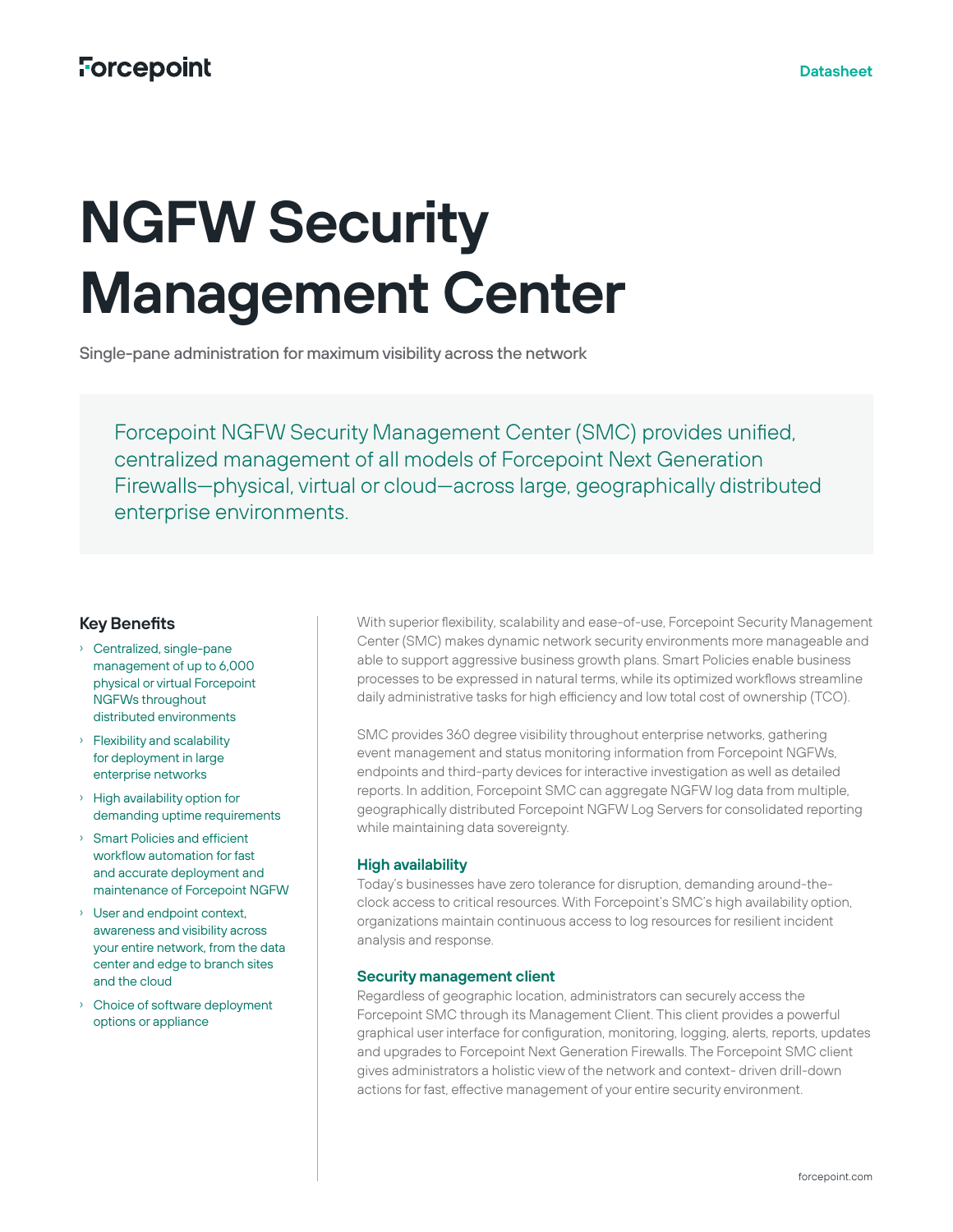# NGFW Security Management Center

Single-pane administration for maximum visibility across the network

Forcepoint NGFW Security Management Center (SMC) provides unified, centralized management of all models of Forcepoint Next Generation Firewalls—physical, virtual or cloud—across large, geographically distributed enterprise environments.

## Key Benefits

- Centralized, single-pane management of up to 6,000 physical or virtual Forcepoint NGFWs throughout distributed environments
- Flexibility and scalability for deployment in large enterprise networks
- High availability option for demanding uptime requirements
- Smart Policies and efficient workflow automation for fast and accurate deployment and maintenance of Forcepoint NGFW
- User and endpoint context, awareness and visibility across your entire network, from the data center and edge to branch sites and the cloud
- Choice of software deployment options or appliance

With superior flexibility, scalability and ease-of-use, Forcepoint Security Management Center (SMC) makes dynamic network security environments more manageable and able to support aggressive business growth plans. Smart Policies enable business processes to be expressed in natural terms, while its optimized workflows streamline daily administrative tasks for high efficiency and low total cost of ownership (TCO).

SMC provides 360 degree visibility throughout enterprise networks, gathering event management and status monitoring information from Forcepoint NGFWs, endpoints and third-party devices for interactive investigation as well as detailed reports. In addition, Forcepoint SMC can aggregate NGFW log data from multiple, geographically distributed Forcepoint NGFW Log Servers for consolidated reporting while maintaining data sovereignty.

### High availability

Today's businesses have zero tolerance for disruption, demanding around-the-clock access to critical resources. With Forcepoint's SMC's high availability option, organizations maintain continuous access to log resources for resilient incident analysis and response.

### Security management client

Regardless of geographic location, administrators can securely access the Forcepoint SMC through its Management Client. This client provides a powerful graphical user interface for configuration, monitoring, logging, alerts, reports, updates and upgrades to Forcepoint Next Generation Firewalls. The Forcepoint SMC client gives administrators a holistic view of the network and context- driven drill-down actions for fast, effective management of your entire security environment.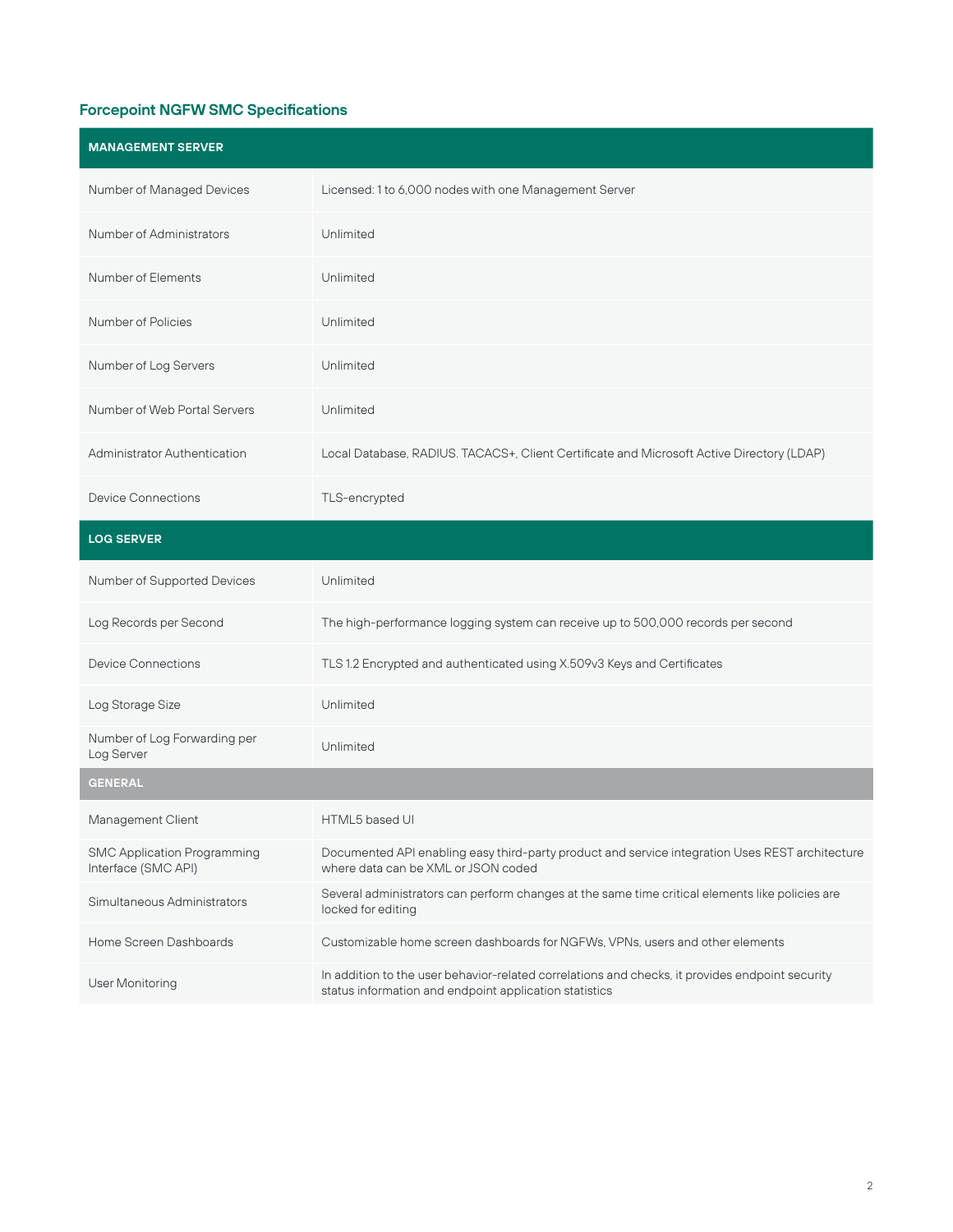## Forcepoint NGFW SMC Specifications

| MANAGEMENT SERVER | |
|---|---|
| Number of Managed Devices | Licensed: 1 to 6,000 nodes with one Management Server |
| Number of Administrators | Unlimited |
| Number of Elements | Unlimited |
| Number of Policies | Unlimited |
| Number of Log Servers | Unlimited |
| Number of Web Portal Servers | Unlimited |
| Administrator Authentication | Local Database, RADIUS. TACACS+, Client Certificate and Microsoft Active Directory (LDAP) |
| Device Connections | TLS-encrypted |
| **LOG SERVER** | |
| Number of Supported Devices | Unlimited |
| Log Records per Second | The high-performance logging system can receive up to 500,000 records per second |
| Device Connections | TLS 1.2 Encrypted and authenticated using X.509v3 Keys and Certificates |
| Log Storage Size | Unlimited |
| Number of Log Forwarding per Log Server | Unlimited |
| **GENERAL** | |
| Management Client | HTML5 based UI |
| SMC Application Programming Interface (SMC API) | Documented API enabling easy third-party product and service integration Uses REST architecture where data can be XML or JSON coded |
| Simultaneous Administrators | Several administrators can perform changes at the same time critical elements like policies are locked for editing |
| Home Screen Dashboards | Customizable home screen dashboards for NGFWs, VPNs, users and other elements |
| User Monitoring | In addition to the user behavior-related correlations and checks, it provides endpoint security status information and endpoint application statistics |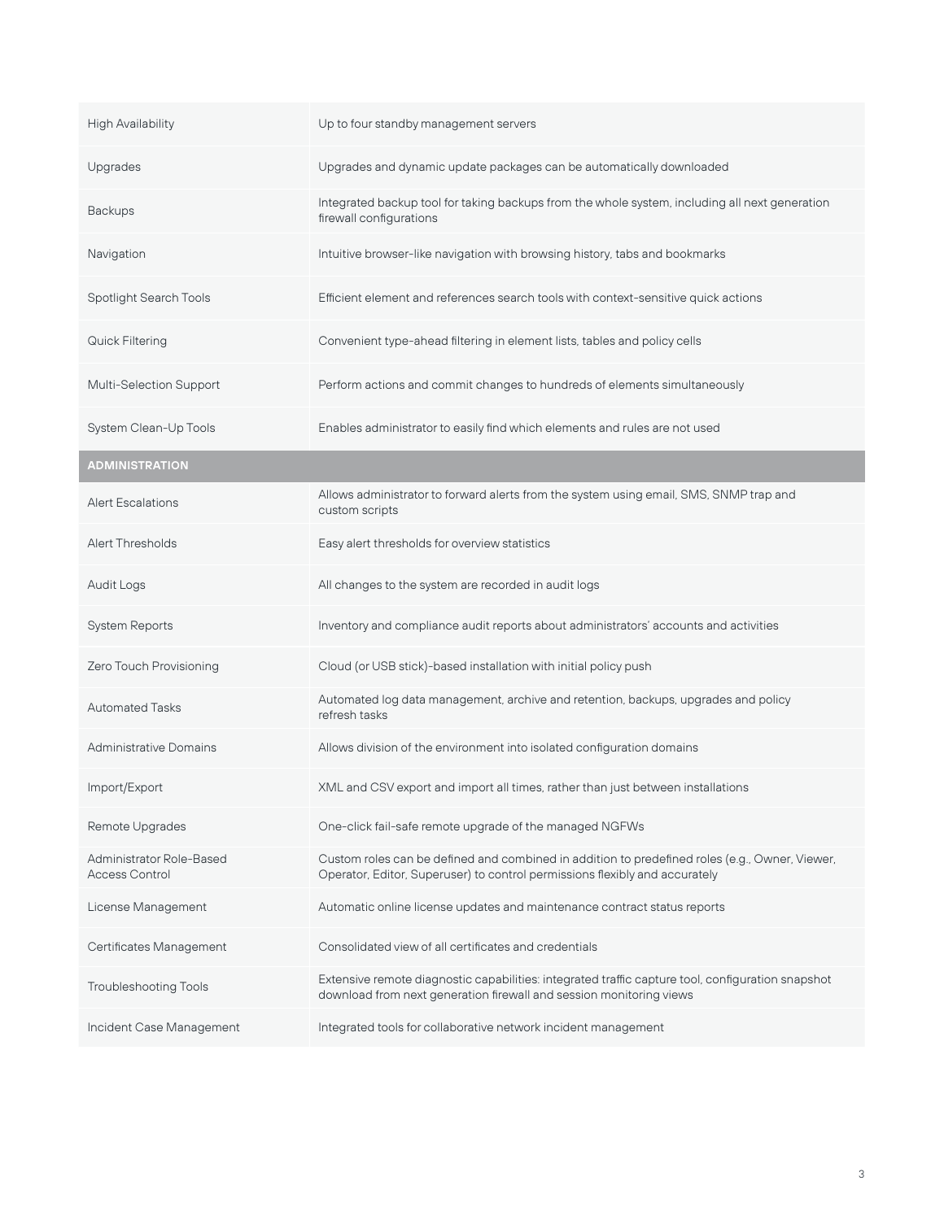| | |
|---|---|
| High Availability | Up to four standby management servers |
| Upgrades | Upgrades and dynamic update packages can be automatically downloaded |
| Backups | Integrated backup tool for taking backups from the whole system, including all next generation firewall configurations |
| Navigation | Intuitive browser-like navigation with browsing history, tabs and bookmarks |
| Spotlight Search Tools | Efficient element and references search tools with context-sensitive quick actions |
| Quick Filtering | Convenient type-ahead filtering in element lists, tables and policy cells |
| Multi-Selection Support | Perform actions and commit changes to hundreds of elements simultaneously |
| System Clean-Up Tools | Enables administrator to easily find which elements and rules are not used |
| **ADMINISTRATION** | |
| Alert Escalations | Allows administrator to forward alerts from the system using email, SMS, SNMP trap and custom scripts |
| Alert Thresholds | Easy alert thresholds for overview statistics |
| Audit Logs | All changes to the system are recorded in audit logs |
| System Reports | Inventory and compliance audit reports about administrators' accounts and activities |
| Zero Touch Provisioning | Cloud (or USB stick)-based installation with initial policy push |
| Automated Tasks | Automated log data management, archive and retention, backups, upgrades and policy refresh tasks |
| Administrative Domains | Allows division of the environment into isolated configuration domains |
| Import/Export | XML and CSV export and import all times, rather than just between installations |
| Remote Upgrades | One-click fail-safe remote upgrade of the managed NGFWs |
| Administrator Role-Based Access Control | Custom roles can be defined and combined in addition to predefined roles (e.g., Owner, Viewer, Operator, Editor, Superuser) to control permissions flexibly and accurately |
| License Management | Automatic online license updates and maintenance contract status reports |
| Certificates Management | Consolidated view of all certificates and credentials |
| Troubleshooting Tools | Extensive remote diagnostic capabilities: integrated traffic capture tool, configuration snapshot download from next generation firewall and session monitoring views |
| Incident Case Management | Integrated tools for collaborative network incident management |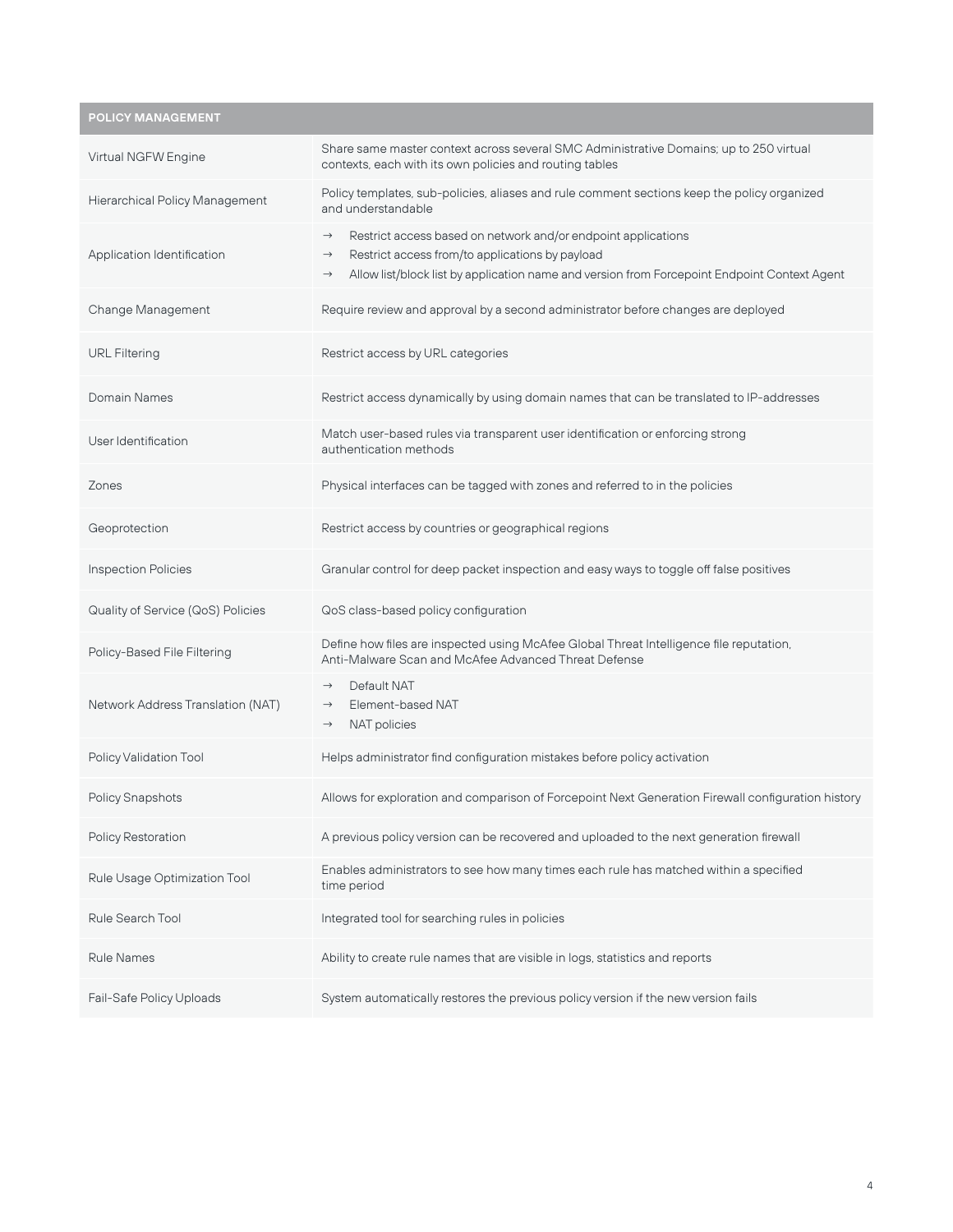| POLICY MANAGEMENT | |
|---|---|
| Virtual NGFW Engine | Share same master context across several SMC Administrative Domains; up to 250 virtual contexts, each with its own policies and routing tables |
| Hierarchical Policy Management | Policy templates, sub-policies, aliases and rule comment sections keep the policy organized and understandable |
| Application Identification | → Restrict access based on network and/or endpoint applications<br>→ Restrict access from/to applications by payload<br>→ Allow list/block list by application name and version from Forcepoint Endpoint Context Agent |
| Change Management | Require review and approval by a second administrator before changes are deployed |
| URL Filtering | Restrict access by URL categories |
| Domain Names | Restrict access dynamically by using domain names that can be translated to IP-addresses |
| User Identification | Match user-based rules via transparent user identification or enforcing strong authentication methods |
| Zones | Physical interfaces can be tagged with zones and referred to in the policies |
| Geoprotection | Restrict access by countries or geographical regions |
| Inspection Policies | Granular control for deep packet inspection and easy ways to toggle off false positives |
| Quality of Service (QoS) Policies | QoS class-based policy configuration |
| Policy-Based File Filtering | Define how files are inspected using McAfee Global Threat Intelligence file reputation, Anti-Malware Scan and McAfee Advanced Threat Defense |
| Network Address Translation (NAT) | → Default NAT<br>→ Element-based NAT<br>→ NAT policies |
| Policy Validation Tool | Helps administrator find configuration mistakes before policy activation |
| Policy Snapshots | Allows for exploration and comparison of Forcepoint Next Generation Firewall configuration history |
| Policy Restoration | A previous policy version can be recovered and uploaded to the next generation firewall |
| Rule Usage Optimization Tool | Enables administrators to see how many times each rule has matched within a specified time period |
| Rule Search Tool | Integrated tool for searching rules in policies |
| Rule Names | Ability to create rule names that are visible in logs, statistics and reports |
| Fail-Safe Policy Uploads | System automatically restores the previous policy version if the new version fails |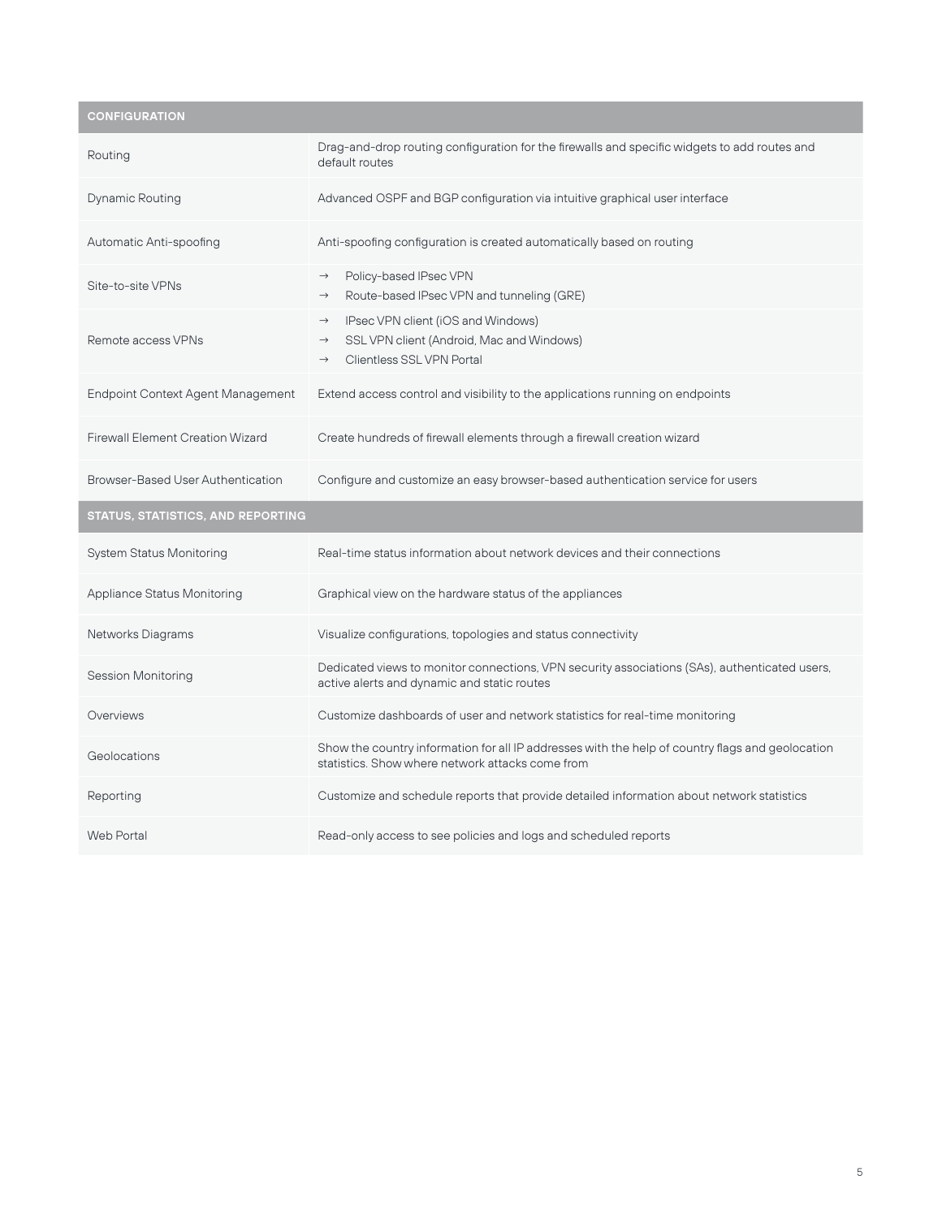| CONFIGURATION | |
|---|---|
| Routing | Drag-and-drop routing configuration for the firewalls and specific widgets to add routes and default routes |
| Dynamic Routing | Advanced OSPF and BGP configuration via intuitive graphical user interface |
| Automatic Anti-spoofing | Anti-spoofing configuration is created automatically based on routing |
| Site-to-site VPNs | → Policy-based IPsec VPN<br>→ Route-based IPsec VPN and tunneling (GRE) |
| Remote access VPNs | → IPsec VPN client (iOS and Windows)<br>→ SSL VPN client (Android, Mac and Windows)<br>→ Clientless SSL VPN Portal |
| Endpoint Context Agent Management | Extend access control and visibility to the applications running on endpoints |
| Firewall Element Creation Wizard | Create hundreds of firewall elements through a firewall creation wizard |
| Browser-Based User Authentication | Configure and customize an easy browser-based authentication service for users |
| **STATUS, STATISTICS, AND REPORTING** | |
| System Status Monitoring | Real-time status information about network devices and their connections |
| Appliance Status Monitoring | Graphical view on the hardware status of the appliances |
| Networks Diagrams | Visualize configurations, topologies and status connectivity |
| Session Monitoring | Dedicated views to monitor connections, VPN security associations (SAs), authenticated users, active alerts and dynamic and static routes |
| Overviews | Customize dashboards of user and network statistics for real-time monitoring |
| Geolocations | Show the country information for all IP addresses with the help of country flags and geolocation statistics. Show where network attacks come from |
| Reporting | Customize and schedule reports that provide detailed information about network statistics |
| Web Portal | Read-only access to see policies and logs and scheduled reports |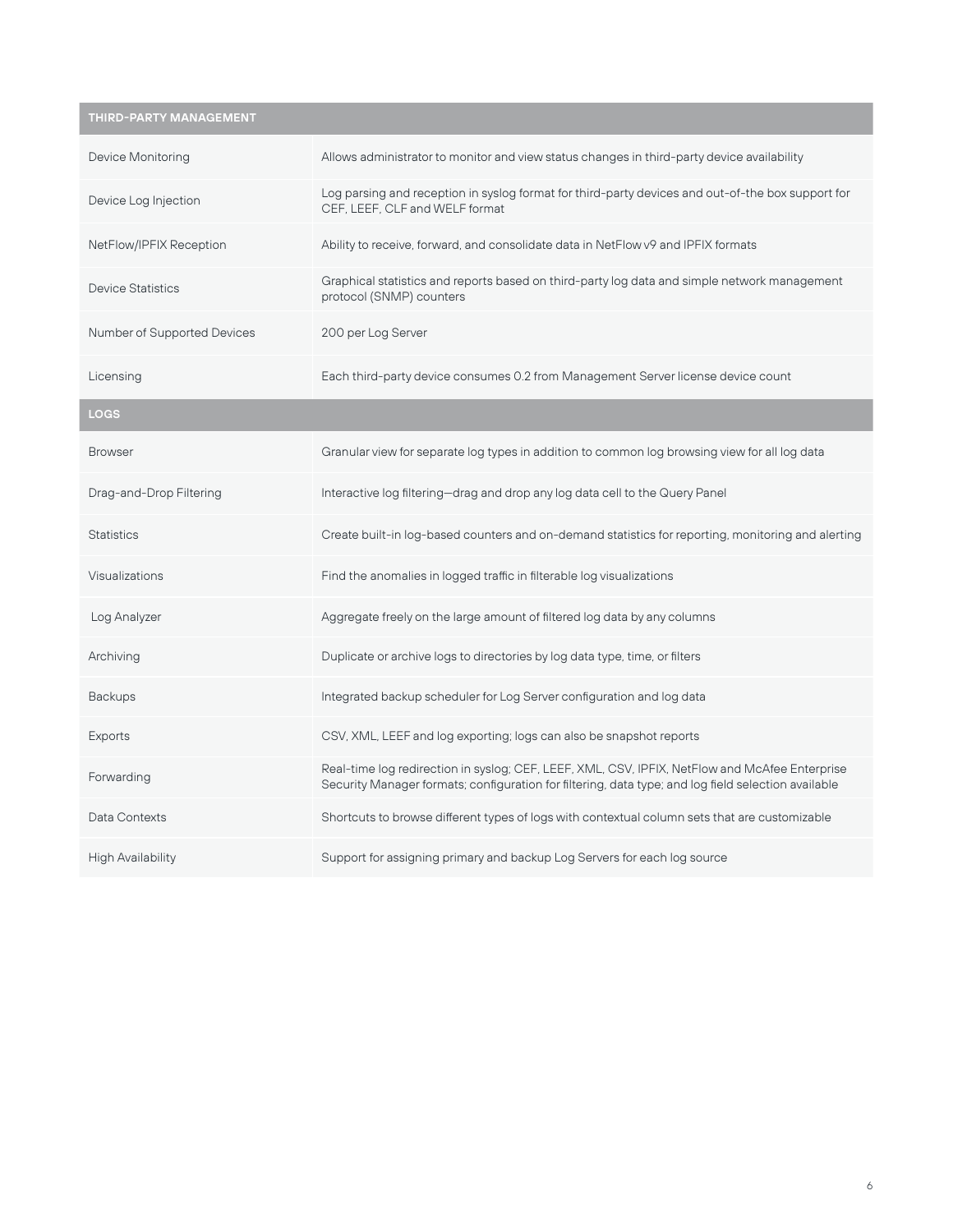| THIRD-PARTY MANAGEMENT | |
|---|---|
| Device Monitoring | Allows administrator to monitor and view status changes in third-party device availability |
| Device Log Injection | Log parsing and reception in syslog format for third-party devices and out-of-the box support for CEF, LEEF, CLF and WELF format |
| NetFlow/IPFIX Reception | Ability to receive, forward, and consolidate data in NetFlow v9 and IPFIX formats |
| Device Statistics | Graphical statistics and reports based on third-party log data and simple network management protocol (SNMP) counters |
| Number of Supported Devices | 200 per Log Server |
| Licensing | Each third-party device consumes 0.2 from Management Server license device count |

| LOGS | |
|---|---|
| Browser | Granular view for separate log types in addition to common log browsing view for all log data |
| Drag-and-Drop Filtering | Interactive log filtering—drag and drop any log data cell to the Query Panel |
| Statistics | Create built-in log-based counters and on-demand statistics for reporting, monitoring and alerting |
| Visualizations | Find the anomalies in logged traffic in filterable log visualizations |
| Log Analyzer | Aggregate freely on the large amount of filtered log data by any columns |
| Archiving | Duplicate or archive logs to directories by log data type, time, or filters |
| Backups | Integrated backup scheduler for Log Server configuration and log data |
| Exports | CSV, XML, LEEF and log exporting; logs can also be snapshot reports |
| Forwarding | Real-time log redirection in syslog; CEF, LEEF, XML, CSV, IPFIX, NetFlow and McAfee Enterprise Security Manager formats; configuration for filtering, data type; and log field selection available |
| Data Contexts | Shortcuts to browse different types of logs with contextual column sets that are customizable |
| High Availability | Support for assigning primary and backup Log Servers for each log source |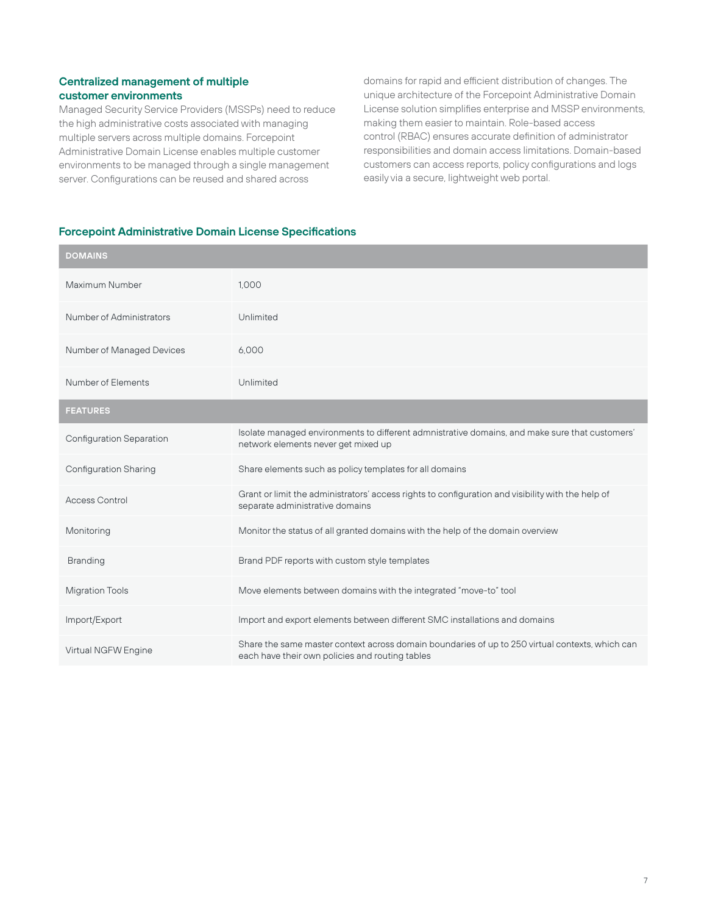## Centralized management of multiple customer environments

Managed Security Service Providers (MSSPs) need to reduce the high administrative costs associated with managing multiple servers across multiple domains. Forcepoint Administrative Domain License enables multiple customer environments to be managed through a single management server. Configurations can be reused and shared across domains for rapid and efficient distribution of changes. The unique architecture of the Forcepoint Administrative Domain License solution simplifies enterprise and MSSP environments, making them easier to maintain. Role-based access control (RBAC) ensures accurate definition of administrator responsibilities and domain access limitations. Domain-based customers can access reports, policy configurations and logs easily via a secure, lightweight web portal.

## Forcepoint Administrative Domain License Specifications

| DOMAINS | |
|---|---|
| Maximum Number | 1,000 |
| Number of Administrators | Unlimited |
| Number of Managed Devices | 6,000 |
| Number of Elements | Unlimited |
| **FEATURES** | |
| Configuration Separation | Isolate managed environments to different admnistrative domains, and make sure that customers' network elements never get mixed up |
| Configuration Sharing | Share elements such as policy templates for all domains |
| Access Control | Grant or limit the administrators' access rights to configuration and visibility with the help of separate administrative domains |
| Monitoring | Monitor the status of all granted domains with the help of the domain overview |
| Branding | Brand PDF reports with custom style templates |
| Migration Tools | Move elements between domains with the integrated "move-to" tool |
| Import/Export | Import and export elements between different SMC installations and domains |
| Virtual NGFW Engine | Share the same master context across domain boundaries of up to 250 virtual contexts, which can each have their own policies and routing tables |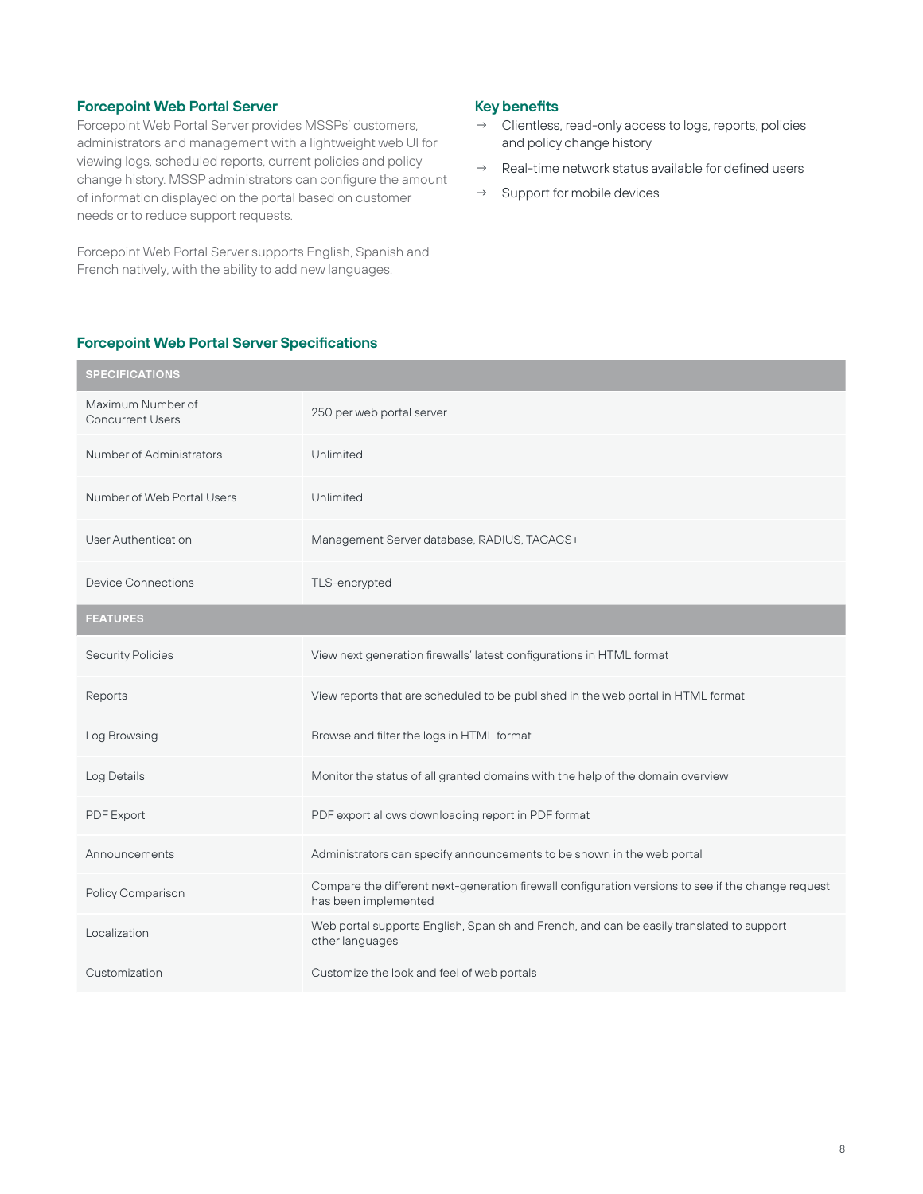## Forcepoint Web Portal Server

Forcepoint Web Portal Server provides MSSPs' customers, administrators and management with a lightweight web UI for viewing logs, scheduled reports, current policies and policy change history. MSSP administrators can configure the amount of information displayed on the portal based on customer needs or to reduce support requests.

Forcepoint Web Portal Server supports English, Spanish and French natively, with the ability to add new languages.

## Key benefits

- → Clientless, read-only access to logs, reports, policies and policy change history
- → Real-time network status available for defined users
- → Support for mobile devices

## Forcepoint Web Portal Server Specifications

| SPECIFICATIONS | |
|---|---|
| Maximum Number of Concurrent Users | 250 per web portal server |
| Number of Administrators | Unlimited |
| Number of Web Portal Users | Unlimited |
| User Authentication | Management Server database, RADIUS, TACACS+ |
| Device Connections | TLS-encrypted |
| **FEATURES** | |
| Security Policies | View next generation firewalls' latest configurations in HTML format |
| Reports | View reports that are scheduled to be published in the web portal in HTML format |
| Log Browsing | Browse and filter the logs in HTML format |
| Log Details | Monitor the status of all granted domains with the help of the domain overview |
| PDF Export | PDF export allows downloading report in PDF format |
| Announcements | Administrators can specify announcements to be shown in the web portal |
| Policy Comparison | Compare the different next-generation firewall configuration versions to see if the change request has been implemented |
| Localization | Web portal supports English, Spanish and French, and can be easily translated to support other languages |
| Customization | Customize the look and feel of web portals |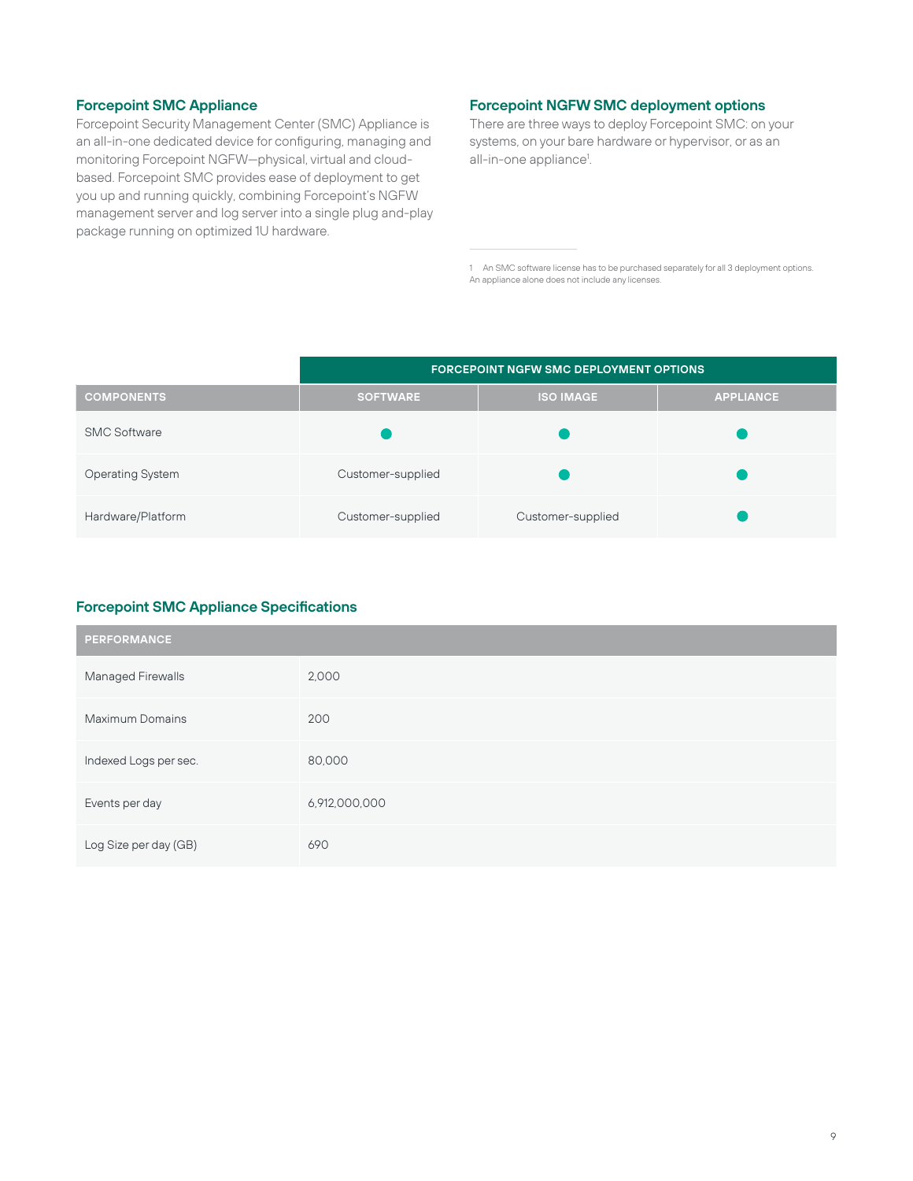## Forcepoint SMC Appliance

Forcepoint Security Management Center (SMC) Appliance is an all-in-one dedicated device for configuring, managing and monitoring Forcepoint NGFW—physical, virtual and cloud-based. Forcepoint SMC provides ease of deployment to get you up and running quickly, combining Forcepoint's NGFW management server and log server into a single plug and-play package running on optimized 1U hardware.

## Forcepoint NGFW SMC deployment options

There are three ways to deploy Forcepoint SMC: on your systems, on your bare hardware or hypervisor, or as an all-in-one appliance[1].

[1] An SMC software license has to be purchased separately for all 3 deployment options. An appliance alone does not include any licenses.

| | FORCEPOINT NGFW SMC DEPLOYMENT OPTIONS | | |
|---|---|---|---|
| COMPONENTS | SOFTWARE | ISO IMAGE | APPLIANCE |
| SMC Software | ● | ● | ● |
| Operating System | Customer-supplied | ● | ● |
| Hardware/Platform | Customer-supplied | Customer-supplied | ● |

## Forcepoint SMC Appliance Specifications

| PERFORMANCE | |
|---|---|
| Managed Firewalls | 2,000 |
| Maximum Domains | 200 |
| Indexed Logs per sec. | 80,000 |
| Events per day | 6,912,000,000 |
| Log Size per day (GB) | 690 |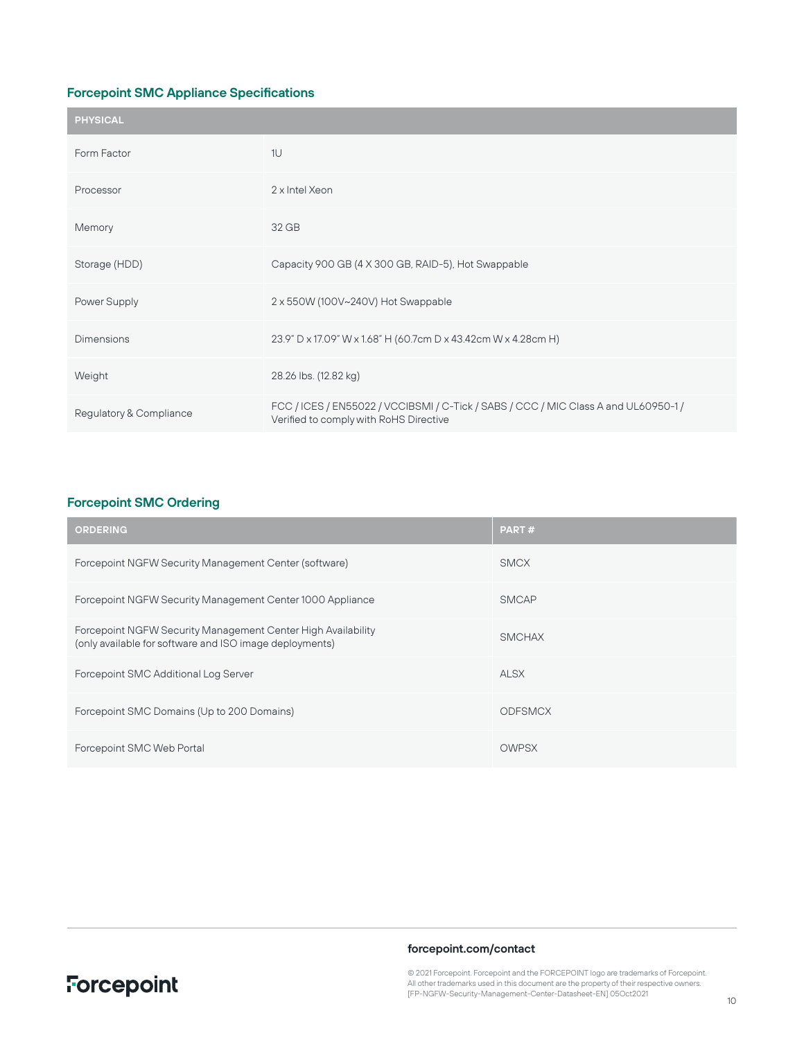## Forcepoint SMC Appliance Specifications

| PHYSICAL | |
| --- | --- |
| Form Factor | 1U |
| Processor | 2 x Intel Xeon |
| Memory | 32 GB |
| Storage (HDD) | Capacity 900 GB (4 X 300 GB, RAID-5), Hot Swappable |
| Power Supply | 2 x 550W (100V~240V) Hot Swappable |
| Dimensions | 23.9" D x 17.09" W x 1.68" H (60.7cm D x 43.42cm W x 4.28cm H) |
| Weight | 28.26 lbs. (12.82 kg) |
| Regulatory & Compliance | FCC / ICES / EN55022 / VCCIBSMI / C-Tick / SABS / CCC / MIC Class A and UL60950-1 / Verified to comply with RoHS Directive |

## Forcepoint SMC Ordering

| ORDERING | PART # |
| --- | --- |
| Forcepoint NGFW Security Management Center (software) | SMCX |
| Forcepoint NGFW Security Management Center 1000 Appliance | SMCAP |
| Forcepoint NGFW Security Management Center High Availability (only available for software and ISO image deployments) | SMCHAX |
| Forcepoint SMC Additional Log Server | ALSX |
| Forcepoint SMC Domains (Up to 200 Domains) | ODFSMCX |
| Forcepoint SMC Web Portal | OWPSX |

Forcepoint

**forcepoint.com/contact**

© 2021 Forcepoint. Forcepoint and the FORCEPOINT logo are trademarks of Forcepoint. All other trademarks used in this document are the property of their respective owners. [FP-NGFW-Security-Management-Center-Datasheet-EN] 05Oct2021